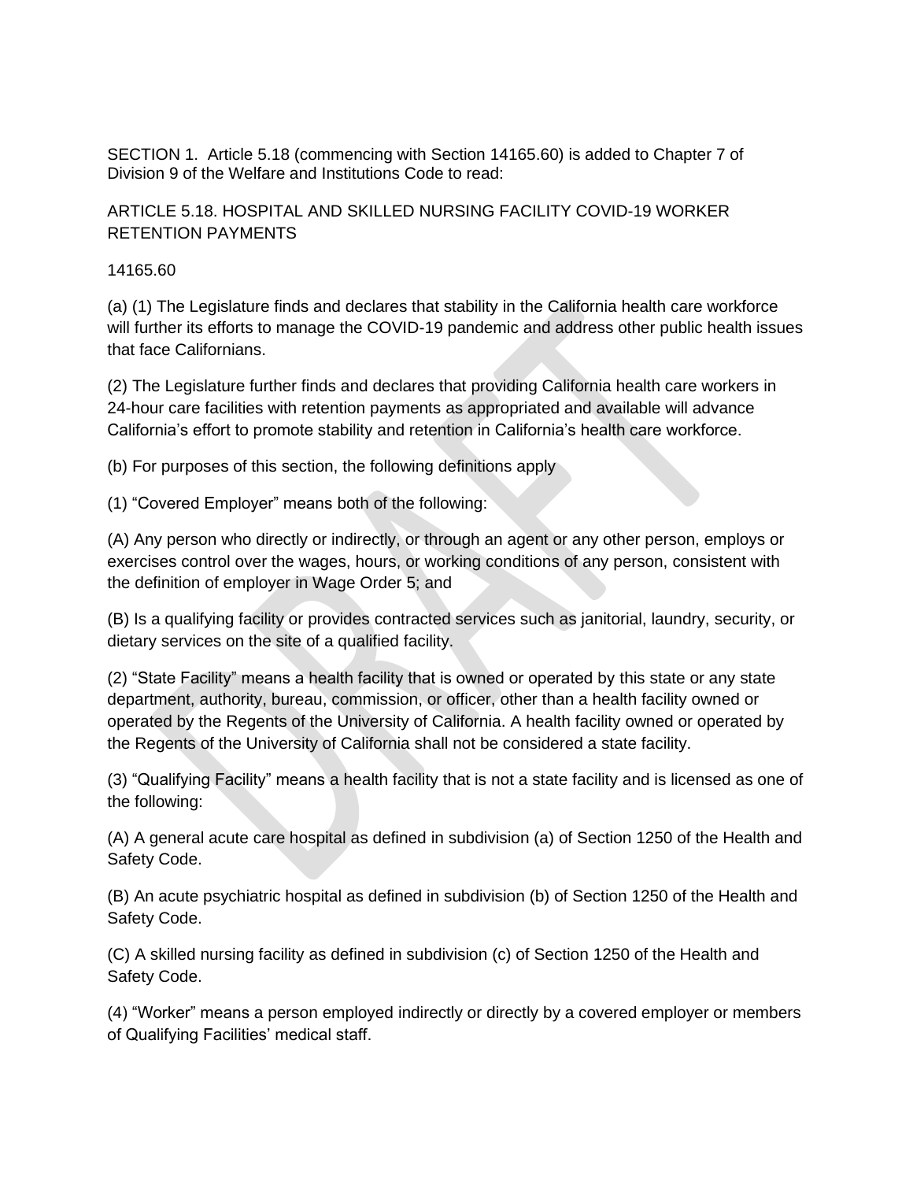SECTION 1. Article 5.18 (commencing with Section 14165.60) is added to Chapter 7 of Division 9 of the Welfare and Institutions Code to read:

ARTICLE 5.18. HOSPITAL AND SKILLED NURSING FACILITY COVID-19 WORKER RETENTION PAYMENTS

14165.60

(a) (1) The Legislature finds and declares that stability in the California health care workforce will further its efforts to manage the COVID-19 pandemic and address other public health issues that face Californians.

(2) The Legislature further finds and declares that providing California health care workers in 24-hour care facilities with retention payments as appropriated and available will advance California's effort to promote stability and retention in California's health care workforce.

(b) For purposes of this section, the following definitions apply

(1) "Covered Employer" means both of the following:

(A) Any person who directly or indirectly, or through an agent or any other person, employs or exercises control over the wages, hours, or working conditions of any person, consistent with the definition of employer in Wage Order 5; and

(B) Is a qualifying facility or provides contracted services such as janitorial, laundry, security, or dietary services on the site of a qualified facility.

(2) "State Facility" means a health facility that is owned or operated by this state or any state department, authority, bureau, commission, or officer, other than a health facility owned or operated by the Regents of the University of California. A health facility owned or operated by the Regents of the University of California shall not be considered a state facility.

(3) "Qualifying Facility" means a health facility that is not a state facility and is licensed as one of the following:

(A) A general acute care hospital as defined in subdivision (a) of Section 1250 of the Health and Safety Code.

(B) An acute psychiatric hospital as defined in subdivision (b) of Section 1250 of the Health and Safety Code.

(C) A skilled nursing facility as defined in subdivision (c) of Section 1250 of the Health and Safety Code.

(4) "Worker" means a person employed indirectly or directly by a covered employer or members of Qualifying Facilities' medical staff.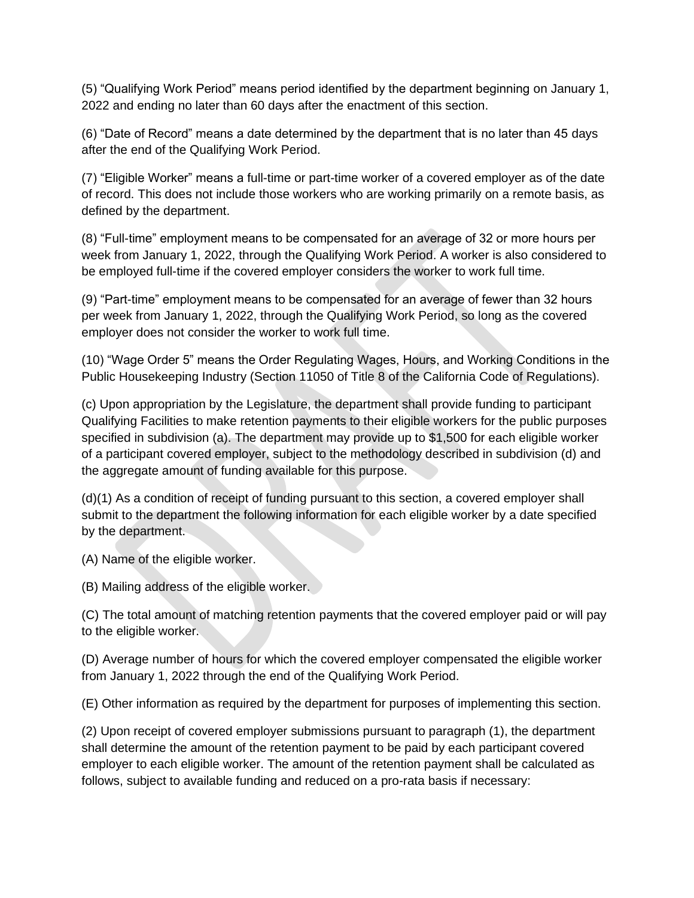(5) "Qualifying Work Period" means period identified by the department beginning on January 1, 2022 and ending no later than 60 days after the enactment of this section.

(6) "Date of Record" means a date determined by the department that is no later than 45 days after the end of the Qualifying Work Period.

(7) "Eligible Worker" means a full-time or part-time worker of a covered employer as of the date of record. This does not include those workers who are working primarily on a remote basis, as defined by the department.

(8) "Full-time" employment means to be compensated for an average of 32 or more hours per week from January 1, 2022, through the Qualifying Work Period. A worker is also considered to be employed full-time if the covered employer considers the worker to work full time.

(9) "Part-time" employment means to be compensated for an average of fewer than 32 hours per week from January 1, 2022, through the Qualifying Work Period, so long as the covered employer does not consider the worker to work full time.

(10) "Wage Order 5" means the Order Regulating Wages, Hours, and Working Conditions in the Public Housekeeping Industry (Section 11050 of Title 8 of the California Code of Regulations).

(c) Upon appropriation by the Legislature, the department shall provide funding to participant Qualifying Facilities to make retention payments to their eligible workers for the public purposes specified in subdivision (a). The department may provide up to $1,500 for each eligible worker of a participant covered employer, subject to the methodology described in subdivision (d) and the aggregate amount of funding available for this purpose.

(d)(1) As a condition of receipt of funding pursuant to this section, a covered employer shall submit to the department the following information for each eligible worker by a date specified by the department.

(A) Name of the eligible worker.

(B) Mailing address of the eligible worker.

(C) The total amount of matching retention payments that the covered employer paid or will pay to the eligible worker.

(D) Average number of hours for which the covered employer compensated the eligible worker from January 1, 2022 through the end of the Qualifying Work Period.

(E) Other information as required by the department for purposes of implementing this section.

(2) Upon receipt of covered employer submissions pursuant to paragraph (1), the department shall determine the amount of the retention payment to be paid by each participant covered employer to each eligible worker. The amount of the retention payment shall be calculated as follows, subject to available funding and reduced on a pro-rata basis if necessary: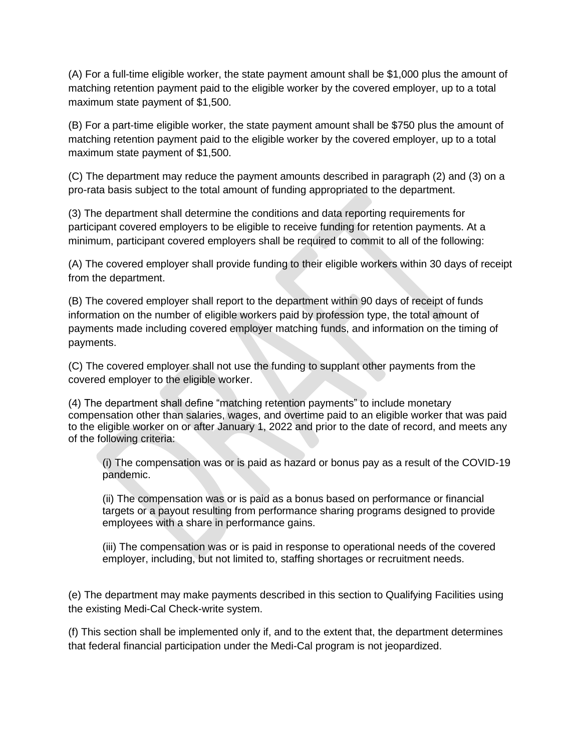(A) For a full-time eligible worker, the state payment amount shall be $1,000 plus the amount of matching retention payment paid to the eligible worker by the covered employer, up to a total maximum state payment of $1,500.

(B) For a part-time eligible worker, the state payment amount shall be $750 plus the amount of matching retention payment paid to the eligible worker by the covered employer, up to a total maximum state payment of $1,500.

(C) The department may reduce the payment amounts described in paragraph (2) and (3) on a pro-rata basis subject to the total amount of funding appropriated to the department.

(3) The department shall determine the conditions and data reporting requirements for participant covered employers to be eligible to receive funding for retention payments. At a minimum, participant covered employers shall be required to commit to all of the following:

(A) The covered employer shall provide funding to their eligible workers within 30 days of receipt from the department.

(B) The covered employer shall report to the department within 90 days of receipt of funds information on the number of eligible workers paid by profession type, the total amount of payments made including covered employer matching funds, and information on the timing of payments.

(C) The covered employer shall not use the funding to supplant other payments from the covered employer to the eligible worker.

(4) The department shall define "matching retention payments" to include monetary compensation other than salaries, wages, and overtime paid to an eligible worker that was paid to the eligible worker on or after January 1, 2022 and prior to the date of record, and meets any of the following criteria:

> (i) The compensation was or is paid as hazard or bonus pay as a result of the COVID-19 pandemic.
>
> (ii) The compensation was or is paid as a bonus based on performance or financial targets or a payout resulting from performance sharing programs designed to provide employees with a share in performance gains.
>
> (iii) The compensation was or is paid in response to operational needs of the covered employer, including, but not limited to, staffing shortages or recruitment needs.

(e) The department may make payments described in this section to Qualifying Facilities using the existing Medi-Cal Check-write system.

(f) This section shall be implemented only if, and to the extent that, the department determines that federal financial participation under the Medi-Cal program is not jeopardized.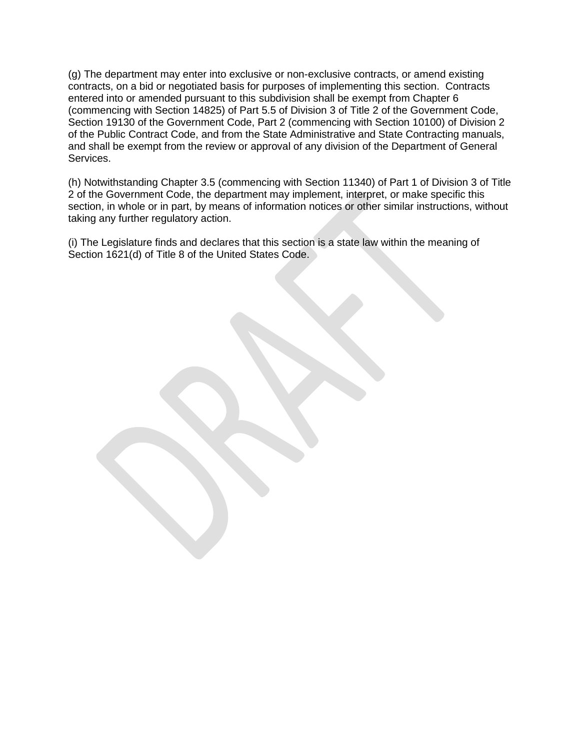(g) The department may enter into exclusive or non-exclusive contracts, or amend existing contracts, on a bid or negotiated basis for purposes of implementing this section. Contracts entered into or amended pursuant to this subdivision shall be exempt from Chapter 6 (commencing with Section 14825) of Part 5.5 of Division 3 of Title 2 of the Government Code, Section 19130 of the Government Code, Part 2 (commencing with Section 10100) of Division 2 of the Public Contract Code, and from the State Administrative and State Contracting manuals, and shall be exempt from the review or approval of any division of the Department of General Services.

(h) Notwithstanding Chapter 3.5 (commencing with Section 11340) of Part 1 of Division 3 of Title 2 of the Government Code, the department may implement, interpret, or make specific this section, in whole or in part, by means of information notices or other similar instructions, without taking any further regulatory action.

(i) The Legislature finds and declares that this section is a state law within the meaning of Section 1621(d) of Title 8 of the United States Code.